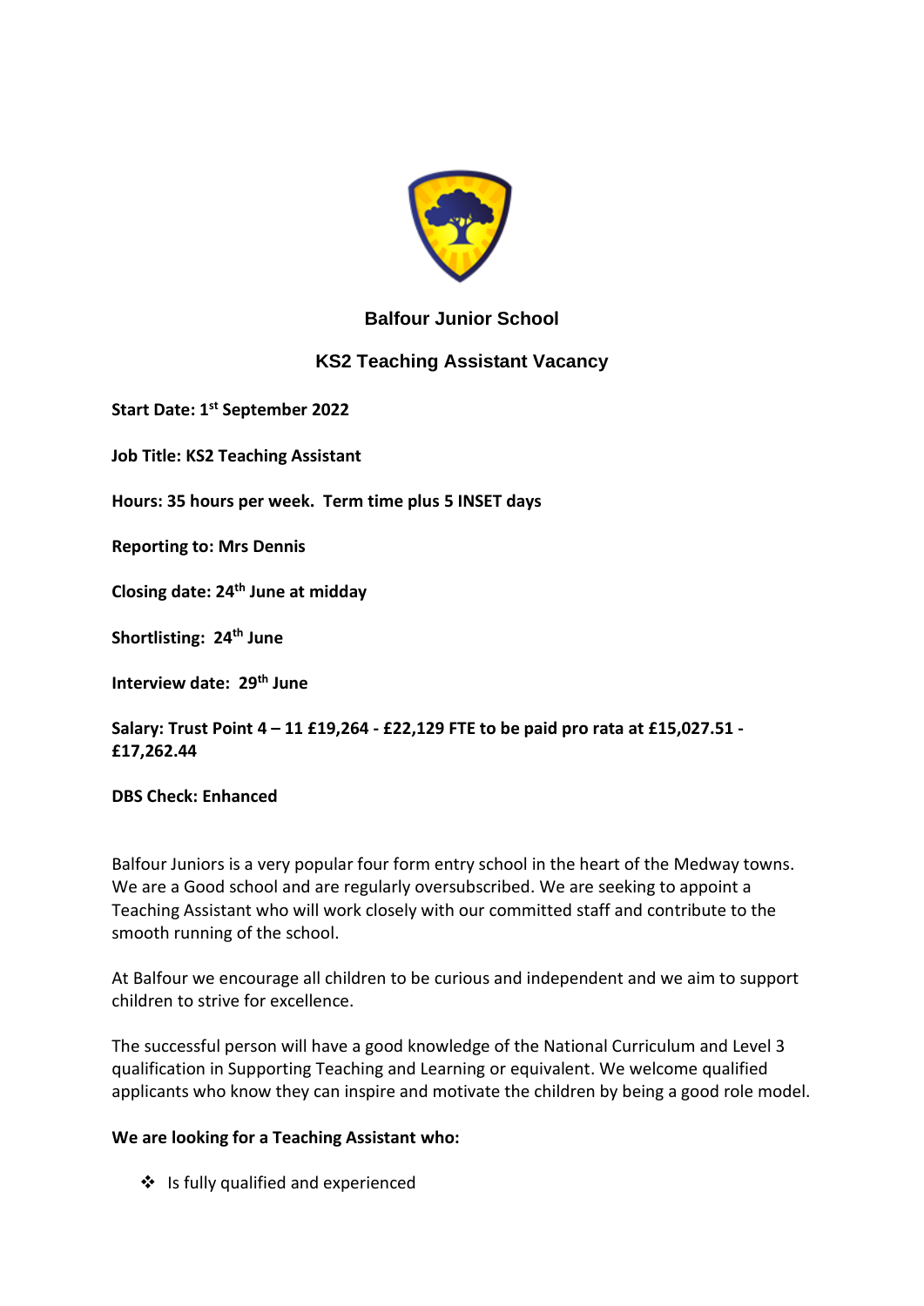# Balfour Junior School

## KS2 Teaching Assistant Vacancy

**Start Date: 1st September 2022**

**Job Title: KS2 Teaching Assistant**

**Hours: 35 hours per week. Term time plus 5 INSET days**

**Reporting to: Mrs Dennis**

**Closing date: 24th June at midday**

**Shortlisting: 24th June**

**Interview date: 29th June**

**Salary: Trust Point 4 – 11 £19,264 - £22,129 FTE to be paid pro rata at £15,027.51 - £17,262.44**

**DBS Check: Enhanced**

Balfour Juniors is a very popular four form entry school in the heart of the Medway towns. We are a Good school and are regularly oversubscribed. We are seeking to appoint a Teaching Assistant who will work closely with our committed staff and contribute to the smooth running of the school.

At Balfour we encourage all children to be curious and independent and we aim to support children to strive for excellence.

The successful person will have a good knowledge of the National Curriculum and Level 3 qualification in Supporting Teaching and Learning or equivalent. We welcome qualified applicants who know they can inspire and motivate the children by being a good role model.

**We are looking for a Teaching Assistant who:**

- Is fully qualified and experienced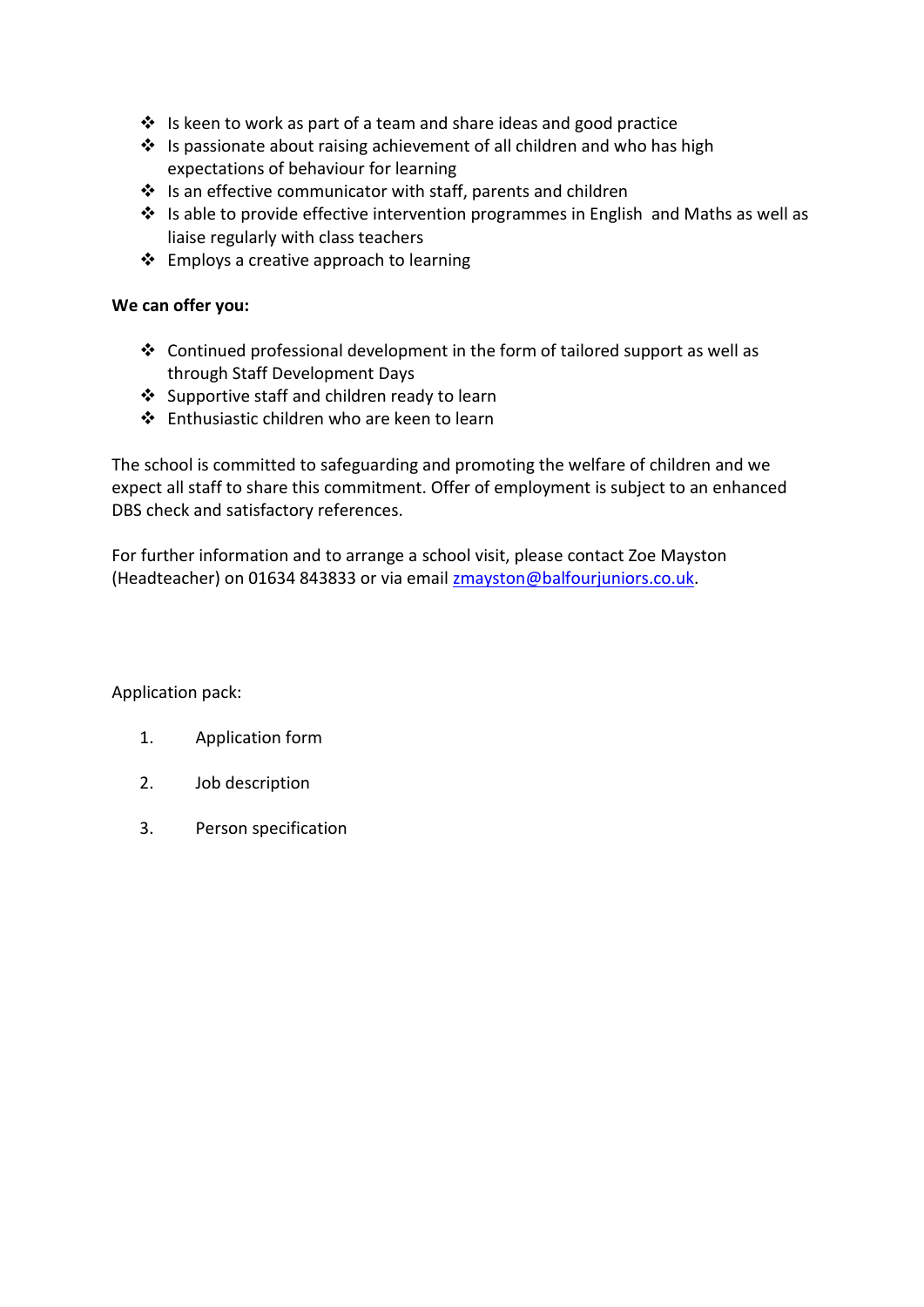- Is keen to work as part of a team and share ideas and good practice
- Is passionate about raising achievement of all children and who has high expectations of behaviour for learning
- Is an effective communicator with staff, parents and children
- Is able to provide effective intervention programmes in English and Maths as well as liaise regularly with class teachers
- Employs a creative approach to learning

**We can offer you:**

- Continued professional development in the form of tailored support as well as through Staff Development Days
- Supportive staff and children ready to learn
- Enthusiastic children who are keen to learn

The school is committed to safeguarding and promoting the welfare of children and we expect all staff to share this commitment. Offer of employment is subject to an enhanced DBS check and satisfactory references.

For further information and to arrange a school visit, please contact Zoe Mayston (Headteacher) on 01634 843833 or via email zmayston@balfourjuniors.co.uk.

Application pack:

1. Application form
2. Job description
3. Person specification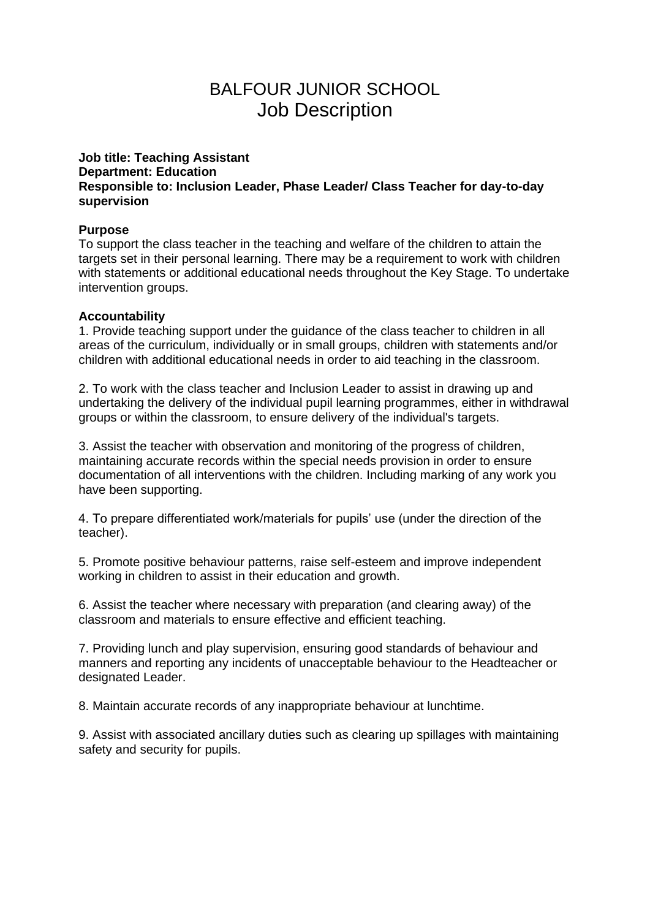# BALFOUR JUNIOR SCHOOL
## Job Description

**Job title: Teaching Assistant**
**Department: Education**
**Responsible to: Inclusion Leader, Phase Leader/ Class Teacher for day-to-day supervision**

**Purpose**
To support the class teacher in the teaching and welfare of the children to attain the targets set in their personal learning. There may be a requirement to work with children with statements or additional educational needs throughout the Key Stage. To undertake intervention groups.

**Accountability**
1. Provide teaching support under the guidance of the class teacher to children in all areas of the curriculum, individually or in small groups, children with statements and/or children with additional educational needs in order to aid teaching in the classroom.

2. To work with the class teacher and Inclusion Leader to assist in drawing up and undertaking the delivery of the individual pupil learning programmes, either in withdrawal groups or within the classroom, to ensure delivery of the individual's targets.

3. Assist the teacher with observation and monitoring of the progress of children, maintaining accurate records within the special needs provision in order to ensure documentation of all interventions with the children. Including marking of any work you have been supporting.

4. To prepare differentiated work/materials for pupils' use (under the direction of the teacher).

5. Promote positive behaviour patterns, raise self-esteem and improve independent working in children to assist in their education and growth.

6. Assist the teacher where necessary with preparation (and clearing away) of the classroom and materials to ensure effective and efficient teaching.

7. Providing lunch and play supervision, ensuring good standards of behaviour and manners and reporting any incidents of unacceptable behaviour to the Headteacher or designated Leader.

8. Maintain accurate records of any inappropriate behaviour at lunchtime.

9. Assist with associated ancillary duties such as clearing up spillages with maintaining safety and security for pupils.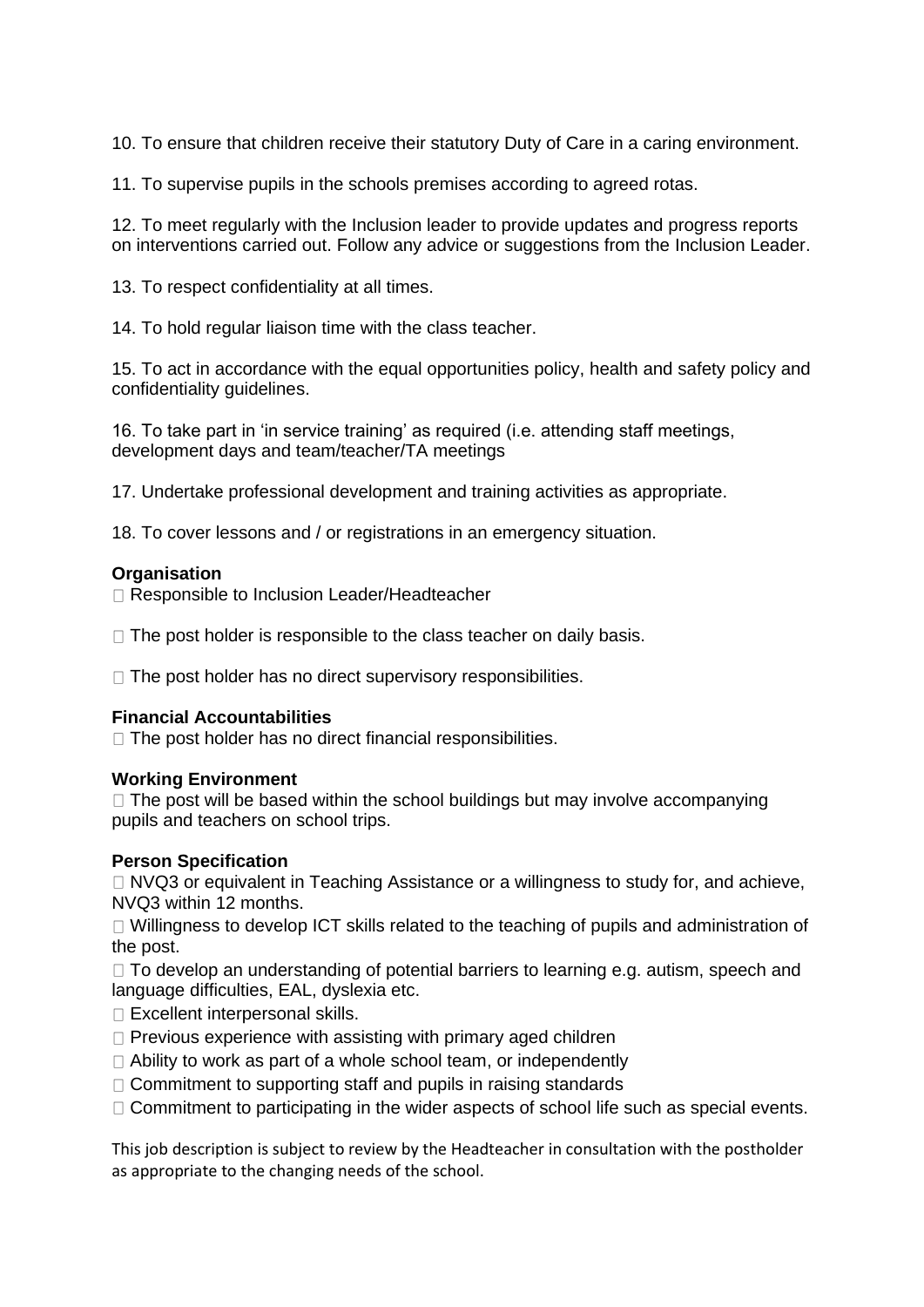10. To ensure that children receive their statutory Duty of Care in a caring environment.

11. To supervise pupils in the schools premises according to agreed rotas.

12. To meet regularly with the Inclusion leader to provide updates and progress reports on interventions carried out. Follow any advice or suggestions from the Inclusion Leader.

13. To respect confidentiality at all times.

14. To hold regular liaison time with the class teacher.

15. To act in accordance with the equal opportunities policy, health and safety policy and confidentiality guidelines.

16. To take part in 'in service training' as required (i.e. attending staff meetings, development days and team/teacher/TA meetings

17. Undertake professional development and training activities as appropriate.

18. To cover lessons and / or registrations in an emergency situation.

**Organisation**

- Responsible to Inclusion Leader/Headteacher
- The post holder is responsible to the class teacher on daily basis.
- The post holder has no direct supervisory responsibilities.

**Financial Accountabilities**

- The post holder has no direct financial responsibilities.

**Working Environment**

- The post will be based within the school buildings but may involve accompanying pupils and teachers on school trips.

**Person Specification**

- NVQ3 or equivalent in Teaching Assistance or a willingness to study for, and achieve, NVQ3 within 12 months.
- Willingness to develop ICT skills related to the teaching of pupils and administration of the post.
- To develop an understanding of potential barriers to learning e.g. autism, speech and language difficulties, EAL, dyslexia etc.
- Excellent interpersonal skills.
- Previous experience with assisting with primary aged children
- Ability to work as part of a whole school team, or independently
- Commitment to supporting staff and pupils in raising standards
- Commitment to participating in the wider aspects of school life such as special events.

This job description is subject to review by the Headteacher in consultation with the postholder as appropriate to the changing needs of the school.